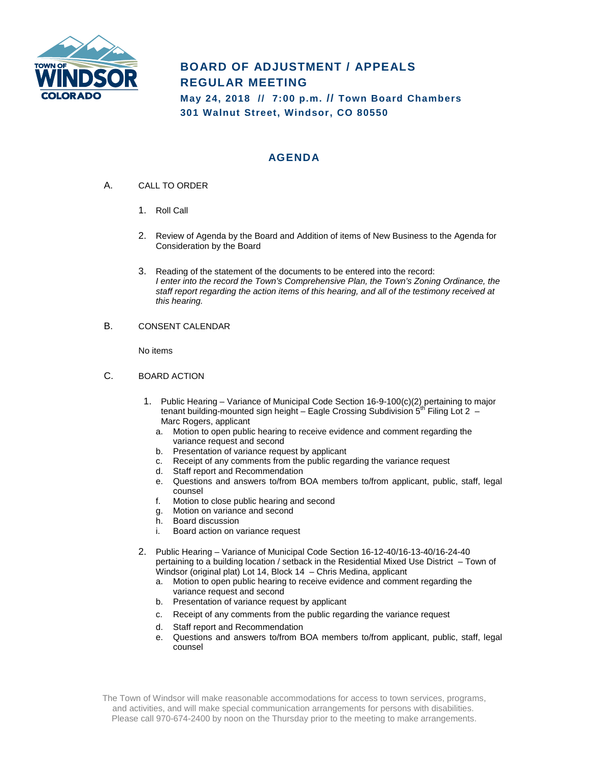# BOARD OF ADJUSTMENT / APPEALS REGULAR MEETING

**May 24, 2018 // 7:00 p.m. // Town Board Chambers**
**301 Walnut Street, Windsor, CO 80550**

## AGENDA

A. CALL TO ORDER

1. Roll Call

2. Review of Agenda by the Board and Addition of items of New Business to the Agenda for Consideration by the Board

3. Reading of the statement of the documents to be entered into the record:
   *I enter into the record the Town's Comprehensive Plan, the Town's Zoning Ordinance, the staff report regarding the action items of this hearing, and all of the testimony received at this hearing.*

B. CONSENT CALENDAR

No items

C. BOARD ACTION

1. Public Hearing – Variance of Municipal Code Section 16-9-100(c)(2) pertaining to major tenant building-mounted sign height – Eagle Crossing Subdivision 5th Filing Lot 2 – Marc Rogers, applicant
   a. Motion to open public hearing to receive evidence and comment regarding the variance request and second
   b. Presentation of variance request by applicant
   c. Receipt of any comments from the public regarding the variance request
   d. Staff report and Recommendation
   e. Questions and answers to/from BOA members to/from applicant, public, staff, legal counsel
   f. Motion to close public hearing and second
   g. Motion on variance and second
   h. Board discussion
   i. Board action on variance request

2. Public Hearing – Variance of Municipal Code Section 16-12-40/16-13-40/16-24-40 pertaining to a building location / setback in the Residential Mixed Use District – Town of Windsor (original plat) Lot 14, Block 14 – Chris Medina, applicant
   a. Motion to open public hearing to receive evidence and comment regarding the variance request and second
   b. Presentation of variance request by applicant
   c. Receipt of any comments from the public regarding the variance request
   d. Staff report and Recommendation
   e. Questions and answers to/from BOA members to/from applicant, public, staff, legal counsel

The Town of Windsor will make reasonable accommodations for access to town services, programs, and activities, and will make special communication arrangements for persons with disabilities. Please call 970-674-2400 by noon on the Thursday prior to the meeting to make arrangements.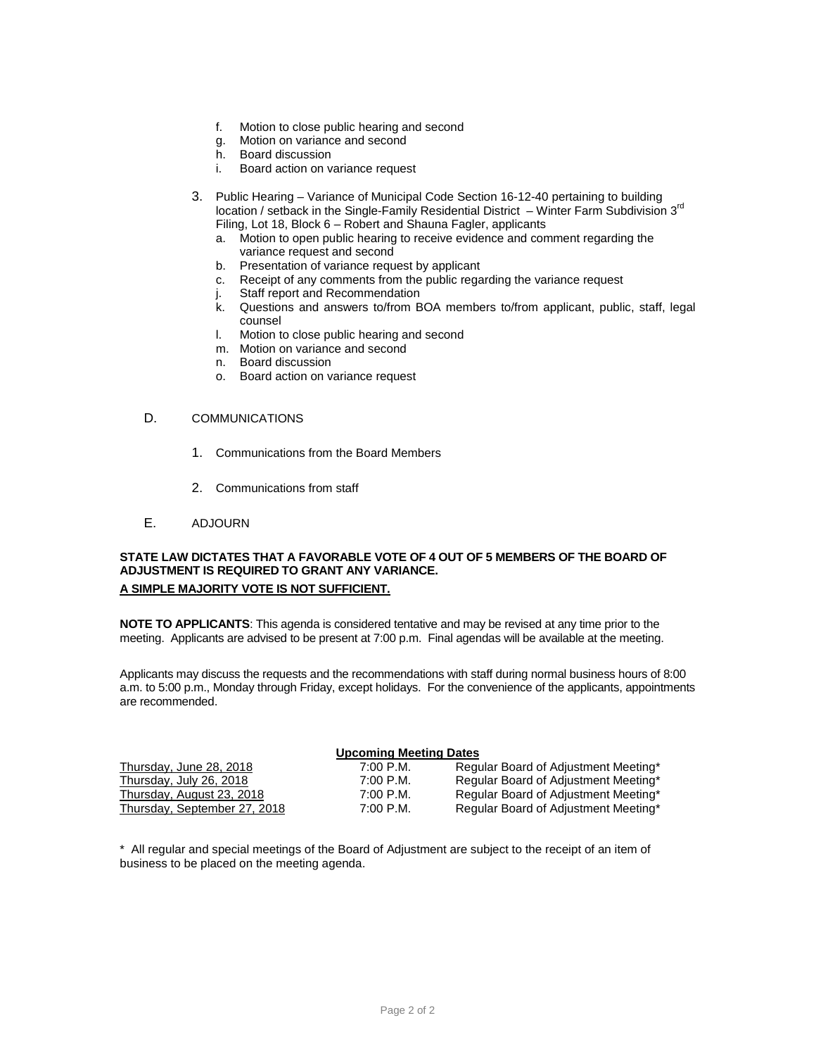f. Motion to close public hearing and second
g. Motion on variance and second
h. Board discussion
i. Board action on variance request

3. Public Hearing – Variance of Municipal Code Section 16-12-40 pertaining to building location / setback in the Single-Family Residential District – Winter Farm Subdivision 3rd Filing, Lot 18, Block 6 – Robert and Shauna Fagler, applicants
   a. Motion to open public hearing to receive evidence and comment regarding the variance request and second
   b. Presentation of variance request by applicant
   c. Receipt of any comments from the public regarding the variance request
   j. Staff report and Recommendation
   k. Questions and answers to/from BOA members to/from applicant, public, staff, legal counsel
   l. Motion to close public hearing and second
   m. Motion on variance and second
   n. Board discussion
   o. Board action on variance request

D. COMMUNICATIONS

1. Communications from the Board Members

2. Communications from staff

E. ADJOURN

**STATE LAW DICTATES THAT A FAVORABLE VOTE OF 4 OUT OF 5 MEMBERS OF THE BOARD OF ADJUSTMENT IS REQUIRED TO GRANT ANY VARIANCE.**

**A SIMPLE MAJORITY VOTE IS NOT SUFFICIENT.**

**NOTE TO APPLICANTS**: This agenda is considered tentative and may be revised at any time prior to the meeting. Applicants are advised to be present at 7:00 p.m. Final agendas will be available at the meeting.

Applicants may discuss the requests and the recommendations with staff during normal business hours of 8:00 a.m. to 5:00 p.m., Monday through Friday, except holidays. For the convenience of the applicants, appointments are recommended.

**Upcoming Meeting Dates**

| | | |
|---|---|---|
| Thursday, June 28, 2018 | 7:00 P.M. | Regular Board of Adjustment Meeting* |
| Thursday, July 26, 2018 | 7:00 P.M. | Regular Board of Adjustment Meeting* |
| Thursday, August 23, 2018 | 7:00 P.M. | Regular Board of Adjustment Meeting* |
| Thursday, September 27, 2018 | 7:00 P.M. | Regular Board of Adjustment Meeting* |

* All regular and special meetings of the Board of Adjustment are subject to the receipt of an item of business to be placed on the meeting agenda.